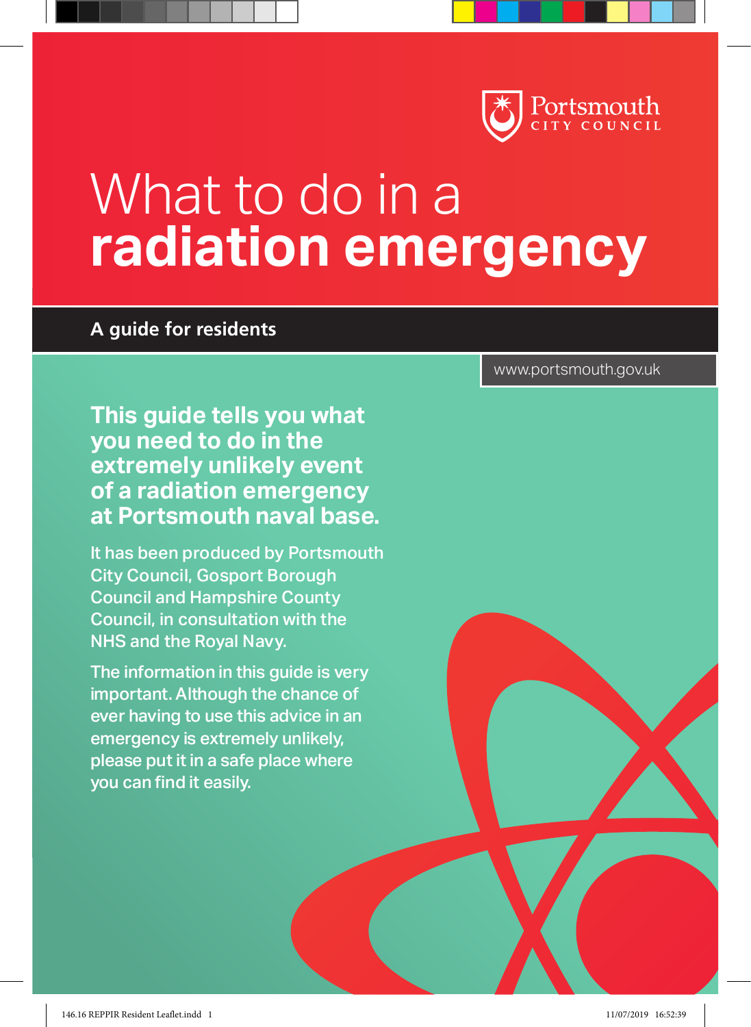Portsmouth CITY COUNCIL

# What to do in a **radiation emergency**

**A guide for residents**

www.portsmouth.gov.uk

**This guide tells you what you need to do in the extremely unlikely event of a radiation emergency at Portsmouth naval base.**

It has been produced by Portsmouth City Council, Gosport Borough Council and Hampshire County Council, in consultation with the NHS and the Royal Navy.

The information in this guide is very important. Although the chance of ever having to use this advice in an emergency is extremely unlikely, please put it in a safe place where you can find it easily.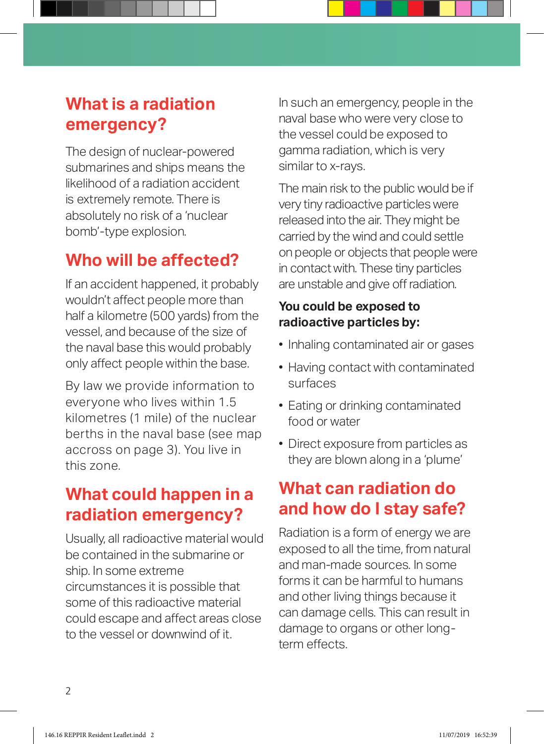## What is a radiation emergency?

The design of nuclear-powered submarines and ships means the likelihood of a radiation accident is extremely remote. There is absolutely no risk of a 'nuclear bomb'-type explosion.

## Who will be affected?

If an accident happened, it probably wouldn't affect people more than half a kilometre (500 yards) from the vessel, and because of the size of the naval base this would probably only affect people within the base.

By law we provide information to everyone who lives within 1.5 kilometres (1 mile) of the nuclear berths in the naval base (see map accross on page 3). You live in this zone.

## What could happen in a radiation emergency?

Usually, all radioactive material would be contained in the submarine or ship. In some extreme circumstances it is possible that some of this radioactive material could escape and affect areas close to the vessel or downwind of it.

In such an emergency, people in the naval base who were very close to the vessel could be exposed to gamma radiation, which is very similar to x-rays.

The main risk to the public would be if very tiny radioactive particles were released into the air. They might be carried by the wind and could settle on people or objects that people were in contact with. These tiny particles are unstable and give off radiation.

**You could be exposed to radioactive particles by:**

- Inhaling contaminated air or gases
- Having contact with contaminated surfaces
- Eating or drinking contaminated food or water
- Direct exposure from particles as they are blown along in a 'plume'

## What can radiation do and how do I stay safe?

Radiation is a form of energy we are exposed to all the time, from natural and man-made sources. In some forms it can be harmful to humans and other living things because it can damage cells. This can result in damage to organs or other long-term effects.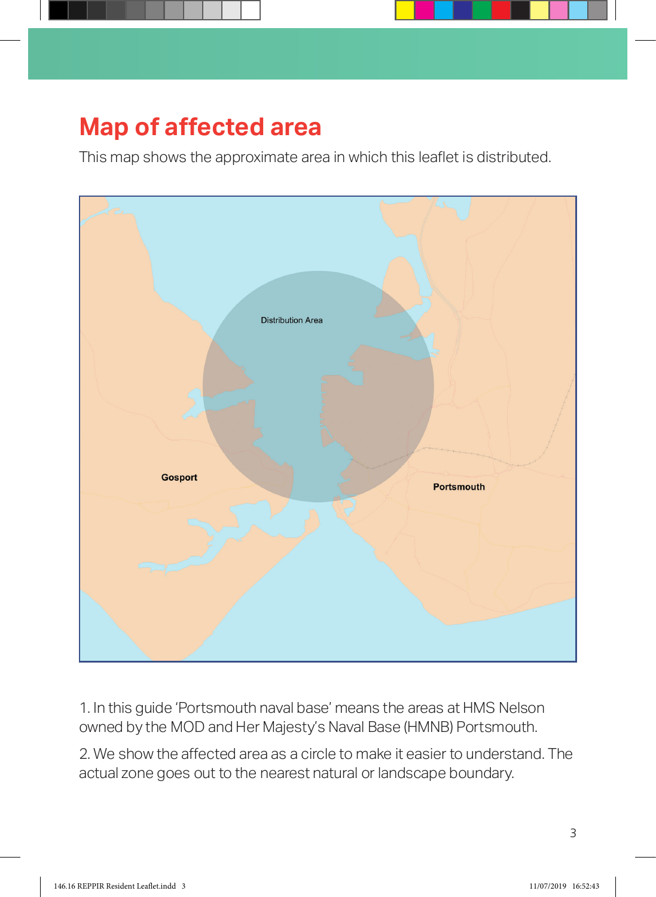# Map of affected area

This map shows the approximate area in which this leaflet is distributed.

Distribution Area

Gosport

Portsmouth

1. In this guide 'Portsmouth naval base' means the areas at HMS Nelson owned by the MOD and Her Majesty's Naval Base (HMNB) Portsmouth.

2. We show the affected area as a circle to make it easier to understand. The actual zone goes out to the nearest natural or landscape boundary.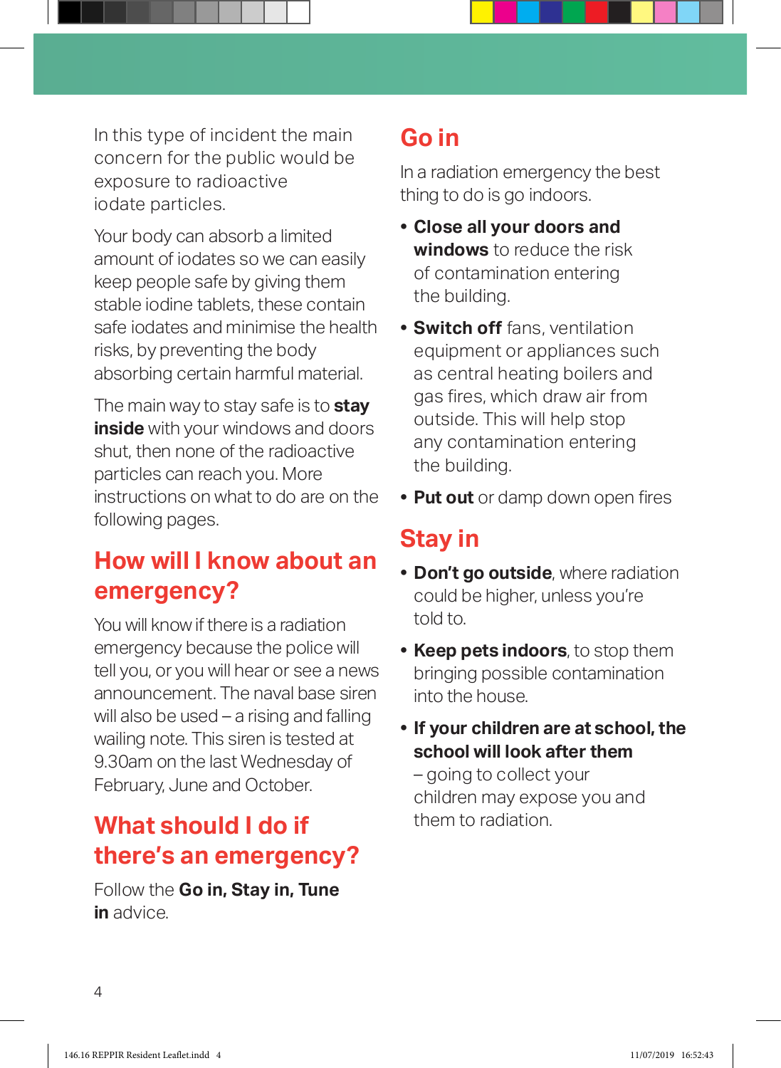In this type of incident the main concern for the public would be exposure to radioactive iodate particles.

Your body can absorb a limited amount of iodates so we can easily keep people safe by giving them stable iodine tablets, these contain safe iodates and minimise the health risks, by preventing the body absorbing certain harmful material.

The main way to stay safe is to **stay inside** with your windows and doors shut, then none of the radioactive particles can reach you. More instructions on what to do are on the following pages.

## How will I know about an emergency?

You will know if there is a radiation emergency because the police will tell you, or you will hear or see a news announcement. The naval base siren will also be used – a rising and falling wailing note. This siren is tested at 9.30am on the last Wednesday of February, June and October.

## What should I do if there's an emergency?

Follow the **Go in, Stay in, Tune in** advice.

## Go in

In a radiation emergency the best thing to do is go indoors.

- **Close all your doors and windows** to reduce the risk of contamination entering the building.
- **Switch off** fans, ventilation equipment or appliances such as central heating boilers and gas fires, which draw air from outside. This will help stop any contamination entering the building.
- **Put out** or damp down open fires

## Stay in

- **Don't go outside**, where radiation could be higher, unless you're told to.
- **Keep pets indoors**, to stop them bringing possible contamination into the house.
- **If your children are at school, the school will look after them** – going to collect your children may expose you and them to radiation.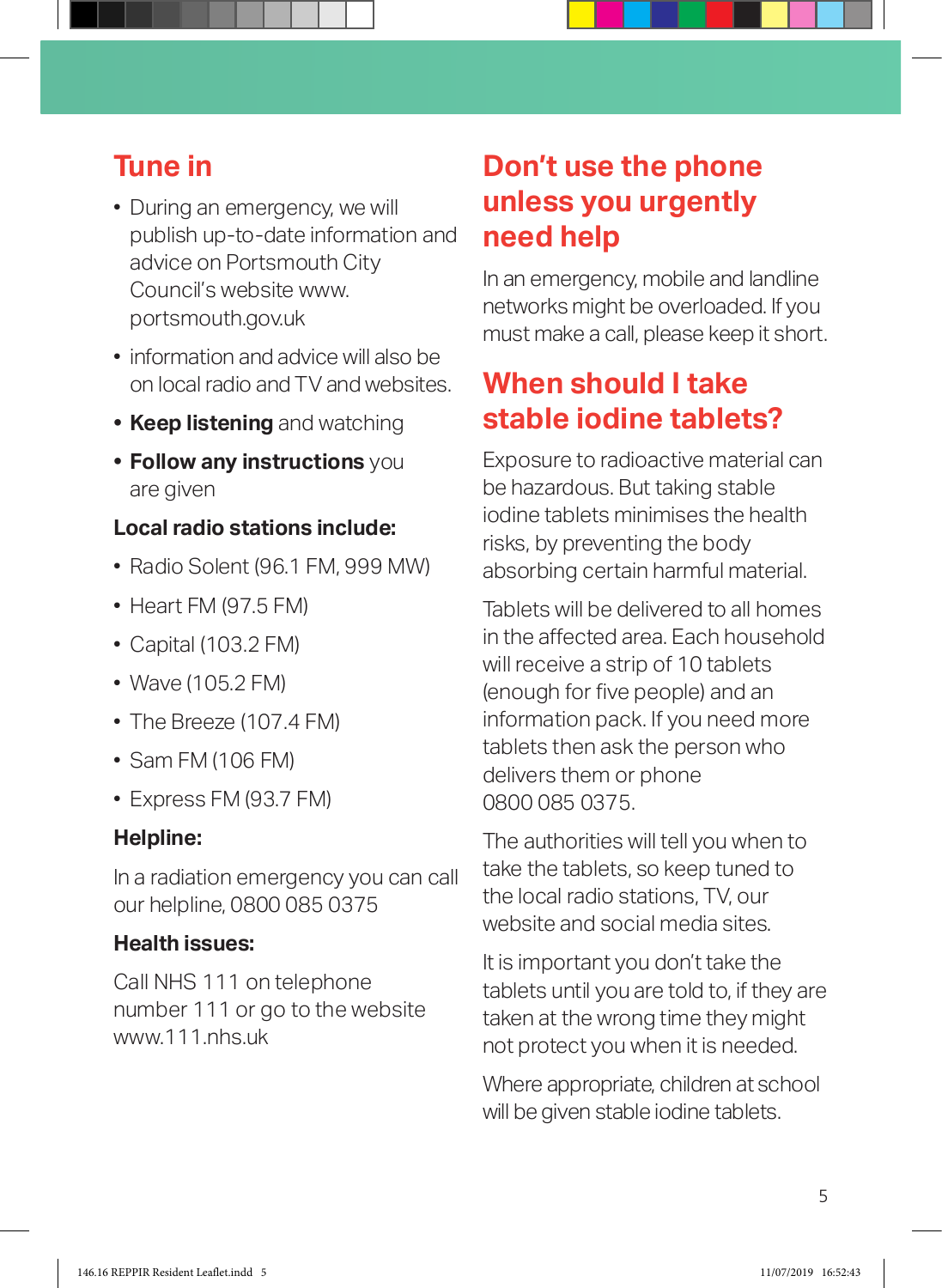## Tune in

- During an emergency, we will publish up-to-date information and advice on Portsmouth City Council's website www.portsmouth.gov.uk
- information and advice will also be on local radio and TV and websites.
- **Keep listening** and watching
- **Follow any instructions** you are given

**Local radio stations include:**

- Radio Solent (96.1 FM, 999 MW)
- Heart FM (97.5 FM)
- Capital (103.2 FM)
- Wave (105.2 FM)
- The Breeze (107.4 FM)
- Sam FM (106 FM)
- Express FM (93.7 FM)

**Helpline:**

In a radiation emergency you can call our helpline, 0800 085 0375

**Health issues:**

Call NHS 111 on telephone number 111 or go to the website www.111.nhs.uk

## Don't use the phone unless you urgently need help

In an emergency, mobile and landline networks might be overloaded. If you must make a call, please keep it short.

## When should I take stable iodine tablets?

Exposure to radioactive material can be hazardous. But taking stable iodine tablets minimises the health risks, by preventing the body absorbing certain harmful material.

Tablets will be delivered to all homes in the affected area. Each household will receive a strip of 10 tablets (enough for five people) and an information pack. If you need more tablets then ask the person who delivers them or phone 0800 085 0375.

The authorities will tell you when to take the tablets, so keep tuned to the local radio stations, TV, our website and social media sites.

It is important you don't take the tablets until you are told to, if they are taken at the wrong time they might not protect you when it is needed.

Where appropriate, children at school will be given stable iodine tablets.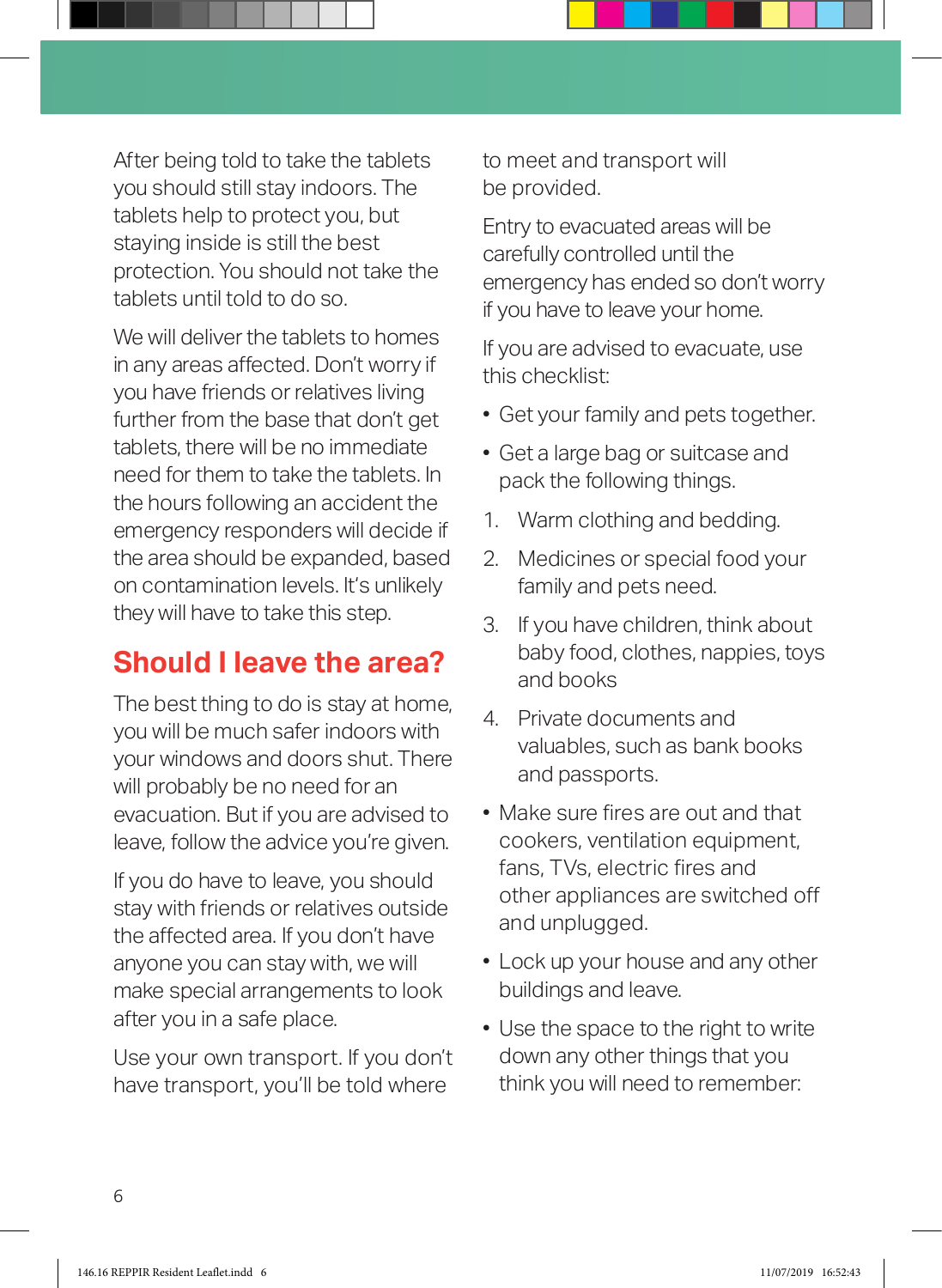After being told to take the tablets you should still stay indoors. The tablets help to protect you, but staying inside is still the best protection. You should not take the tablets until told to do so.

We will deliver the tablets to homes in any areas affected. Don't worry if you have friends or relatives living further from the base that don't get tablets, there will be no immediate need for them to take the tablets. In the hours following an accident the emergency responders will decide if the area should be expanded, based on contamination levels. It's unlikely they will have to take this step.

## Should I leave the area?

The best thing to do is stay at home, you will be much safer indoors with your windows and doors shut. There will probably be no need for an evacuation. But if you are advised to leave, follow the advice you're given.

If you do have to leave, you should stay with friends or relatives outside the affected area. If you don't have anyone you can stay with, we will make special arrangements to look after you in a safe place.

Use your own transport. If you don't have transport, you'll be told where to meet and transport will be provided.

Entry to evacuated areas will be carefully controlled until the emergency has ended so don't worry if you have to leave your home.

If you are advised to evacuate, use this checklist:

- Get your family and pets together.
- Get a large bag or suitcase and pack the following things.

1. Warm clothing and bedding.
2. Medicines or special food your family and pets need.
3. If you have children, think about baby food, clothes, nappies, toys and books
4. Private documents and valuables, such as bank books and passports.

- Make sure fires are out and that cookers, ventilation equipment, fans, TVs, electric fires and other appliances are switched off and unplugged.
- Lock up your house and any other buildings and leave.
- Use the space to the right to write down any other things that you think you will need to remember: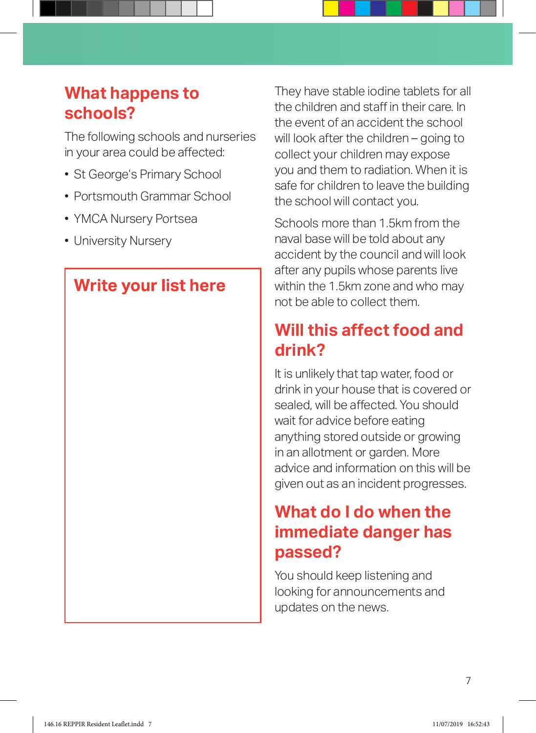## What happens to schools?

The following schools and nurseries in your area could be affected:

- St George's Primary School
- Portsmouth Grammar School
- YMCA Nursery Portsea
- University Nursery

**Write your list here**

They have stable iodine tablets for all the children and staff in their care. In the event of an accident the school will look after the children – going to collect your children may expose you and them to radiation. When it is safe for children to leave the building the school will contact you.

Schools more than 1.5km from the naval base will be told about any accident by the council and will look after any pupils whose parents live within the 1.5km zone and who may not be able to collect them.

## Will this affect food and drink?

It is unlikely that tap water, food or drink in your house that is covered or sealed, will be affected. You should wait for advice before eating anything stored outside or growing in an allotment or garden. More advice and information on this will be given out as an incident progresses.

## What do I do when the immediate danger has passed?

You should keep listening and looking for announcements and updates on the news.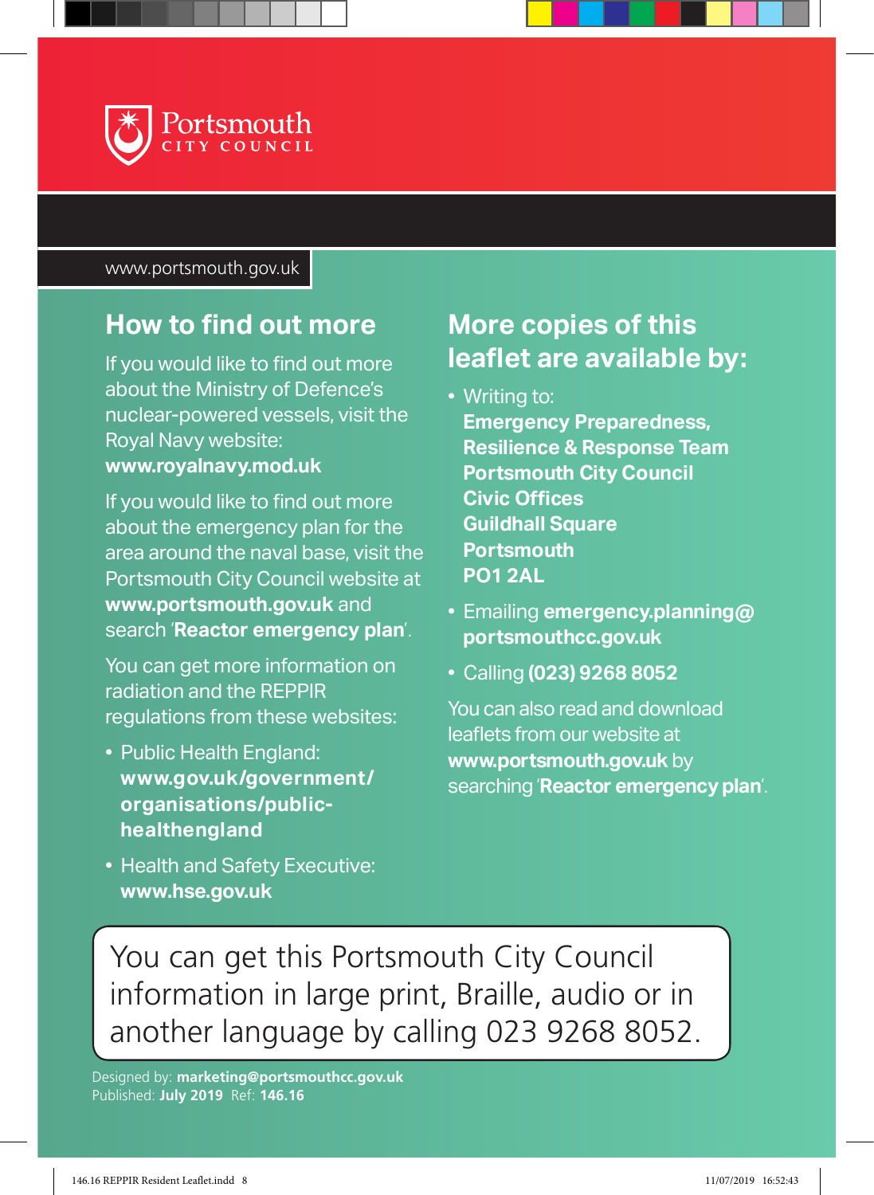Portsmouth CITY COUNCIL

www.portsmouth.gov.uk

## How to find out more

If you would like to find out more about the Ministry of Defence's nuclear-powered vessels, visit the Royal Navy website: **www.royalnavy.mod.uk**

If you would like to find out more about the emergency plan for the area around the naval base, visit the Portsmouth City Council website at **www.portsmouth.gov.uk** and search '**Reactor emergency plan**'.

You can get more information on radiation and the REPPIR regulations from these websites:

- Public Health England: **www.gov.uk/government/organisations/public-healthengland**
- Health and Safety Executive: **www.hse.gov.uk**

## More copies of this leaflet are available by:

- Writing to:
  **Emergency Preparedness, Resilience & Response Team**
  **Portsmouth City Council**
  **Civic Offices**
  **Guildhall Square**
  **Portsmouth**
  **PO1 2AL**
- Emailing **emergency.planning@portsmouthcc.gov.uk**
- Calling **(023) 9268 8052**

You can also read and download leaflets from our website at **www.portsmouth.gov.uk** by searching '**Reactor emergency plan**'.

You can get this Portsmouth City Council information in large print, Braille, audio or in another language by calling 023 9268 8052.

Designed by: **marketing@portsmouthcc.gov.uk**
Published: **July 2019** Ref: **146.16**